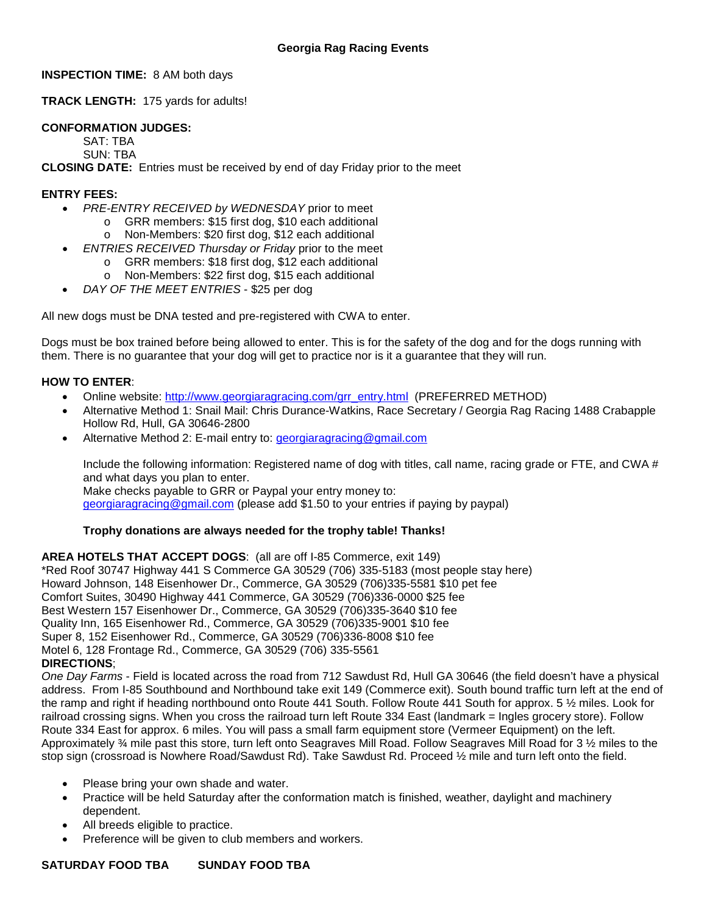# Georgia Rag Racing Events

**INSPECTION TIME:** 8 AM both days

**TRACK LENGTH:** 175 yards for adults!

**CONFORMATION JUDGES:**

SAT: TBA
SUN: TBA

**CLOSING DATE:** Entries must be received by end of day Friday prior to the meet

**ENTRY FEES:**

- *PRE-ENTRY RECEIVED by WEDNESDAY* prior to meet
  - GRR members: $15 first dog, $10 each additional
  - Non-Members: $20 first dog, $12 each additional
- *ENTRIES RECEIVED Thursday or Friday* prior to the meet
  - GRR members: $18 first dog, $12 each additional
  - Non-Members: $22 first dog, $15 each additional
- *DAY OF THE MEET ENTRIES* - $25 per dog

All new dogs must be DNA tested and pre-registered with CWA to enter.

Dogs must be box trained before being allowed to enter. This is for the safety of the dog and for the dogs running with them. There is no guarantee that your dog will get to practice nor is it a guarantee that they will run.

**HOW TO ENTER**:

- Online website: http://www.georgiaragracing.com/grr_entry.html (PREFERRED METHOD)
- Alternative Method 1: Snail Mail: Chris Durance-Watkins, Race Secretary / Georgia Rag Racing 1488 Crabapple Hollow Rd, Hull, GA 30646-2800
- Alternative Method 2: E-mail entry to: georgiaragracing@gmail.com

  Include the following information: Registered name of dog with titles, call name, racing grade or FTE, and CWA # and what days you plan to enter.
  Make checks payable to GRR or Paypal your entry money to: georgiaragracing@gmail.com (please add $1.50 to your entries if paying by paypal)

  **Trophy donations are always needed for the trophy table! Thanks!**

**AREA HOTELS THAT ACCEPT DOGS**: (all are off I-85 Commerce, exit 149)
*Red Roof 30747 Highway 441 S Commerce GA 30529 (706) 335-5183 (most people stay here)
Howard Johnson, 148 Eisenhower Dr., Commerce, GA 30529 (706)335-5581 $10 pet fee
Comfort Suites, 30490 Highway 441 Commerce, GA 30529 (706)336-0000 $25 fee
Best Western 157 Eisenhower Dr., Commerce, GA 30529 (706)335-3640 $10 fee
Quality Inn, 165 Eisenhower Rd., Commerce, GA 30529 (706)335-9001 $10 fee
Super 8, 152 Eisenhower Rd., Commerce, GA 30529 (706)336-8008 $10 fee
Motel 6, 128 Frontage Rd., Commerce, GA 30529 (706) 335-5561

**DIRECTIONS**;
*One Day Farms* - Field is located across the road from 712 Sawdust Rd, Hull GA 30646 (the field doesn't have a physical address. From I-85 Southbound and Northbound take exit 149 (Commerce exit). South bound traffic turn left at the end of the ramp and right if heading northbound onto Route 441 South. Follow Route 441 South for approx. 5 ½ miles. Look for railroad crossing signs. When you cross the railroad turn left Route 334 East (landmark = Ingles grocery store). Follow Route 334 East for approx. 6 miles. You will pass a small farm equipment store (Vermeer Equipment) on the left. Approximately ¾ mile past this store, turn left onto Seagraves Mill Road. Follow Seagraves Mill Road for 3 ½ miles to the stop sign (crossroad is Nowhere Road/Sawdust Rd). Take Sawdust Rd. Proceed ½ mile and turn left onto the field.

- Please bring your own shade and water.
- Practice will be held Saturday after the conformation match is finished, weather, daylight and machinery dependent.
- All breeds eligible to practice.
- Preference will be given to club members and workers.

**SATURDAY FOOD TBA** **SUNDAY FOOD TBA**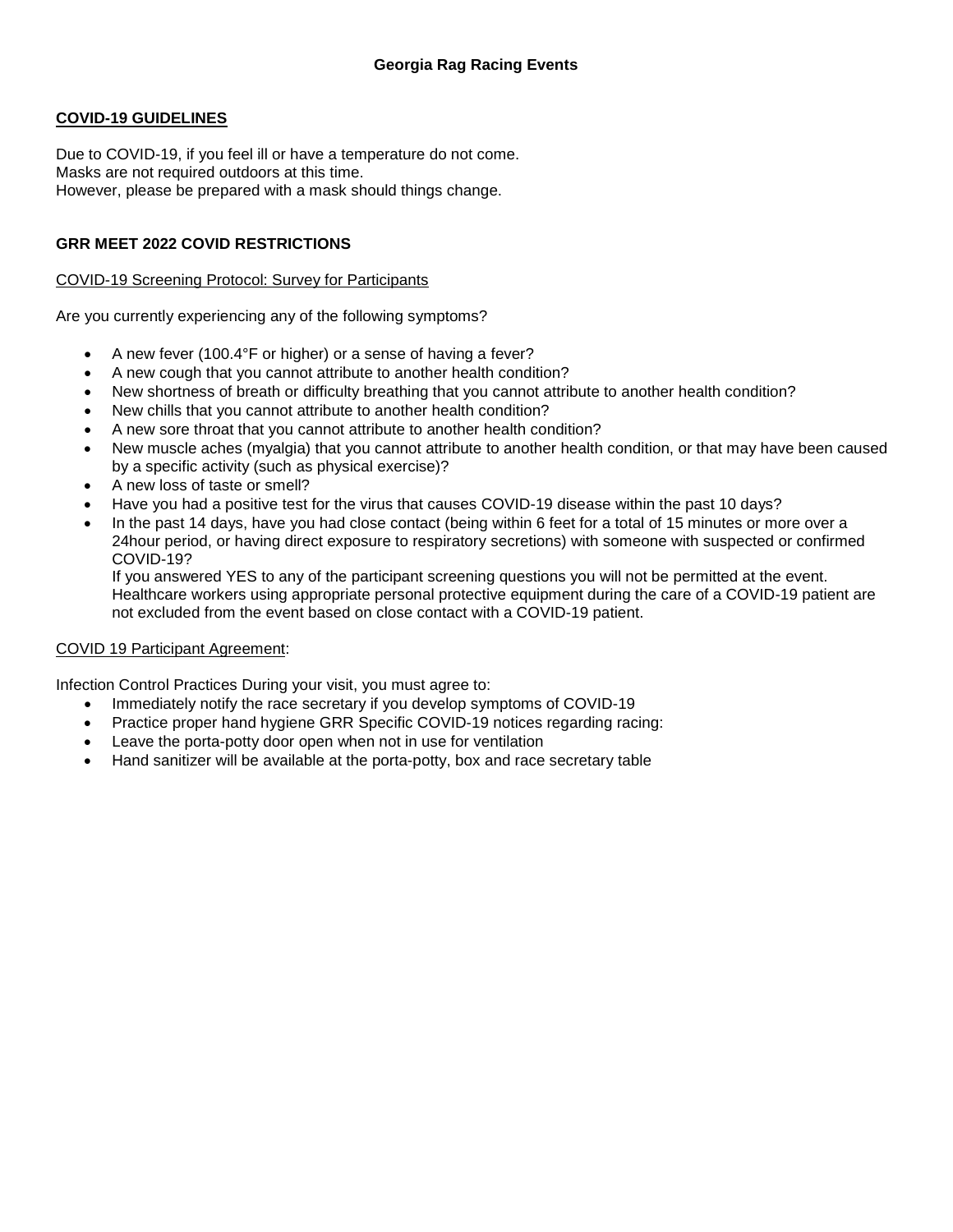**Georgia Rag Racing Events**

**COVID-19 GUIDELINES**

Due to COVID-19, if you feel ill or have a temperature do not come.
Masks are not required outdoors at this time.
However, please be prepared with a mask should things change.

**GRR MEET 2022 COVID RESTRICTIONS**

COVID-19 Screening Protocol: Survey for Participants

Are you currently experiencing any of the following symptoms?

- A new fever (100.4°F or higher) or a sense of having a fever?
- A new cough that you cannot attribute to another health condition?
- New shortness of breath or difficulty breathing that you cannot attribute to another health condition?
- New chills that you cannot attribute to another health condition?
- A new sore throat that you cannot attribute to another health condition?
- New muscle aches (myalgia) that you cannot attribute to another health condition, or that may have been caused by a specific activity (such as physical exercise)?
- A new loss of taste or smell?
- Have you had a positive test for the virus that causes COVID-19 disease within the past 10 days?
- In the past 14 days, have you had close contact (being within 6 feet for a total of 15 minutes or more over a 24hour period, or having direct exposure to respiratory secretions) with someone with suspected or confirmed COVID-19?
  If you answered YES to any of the participant screening questions you will not be permitted at the event. Healthcare workers using appropriate personal protective equipment during the care of a COVID-19 patient are not excluded from the event based on close contact with a COVID-19 patient.

COVID 19 Participant Agreement:

Infection Control Practices During your visit, you must agree to:

- Immediately notify the race secretary if you develop symptoms of COVID-19
- Practice proper hand hygiene GRR Specific COVID-19 notices regarding racing:
- Leave the porta-potty door open when not in use for ventilation
- Hand sanitizer will be available at the porta-potty, box and race secretary table